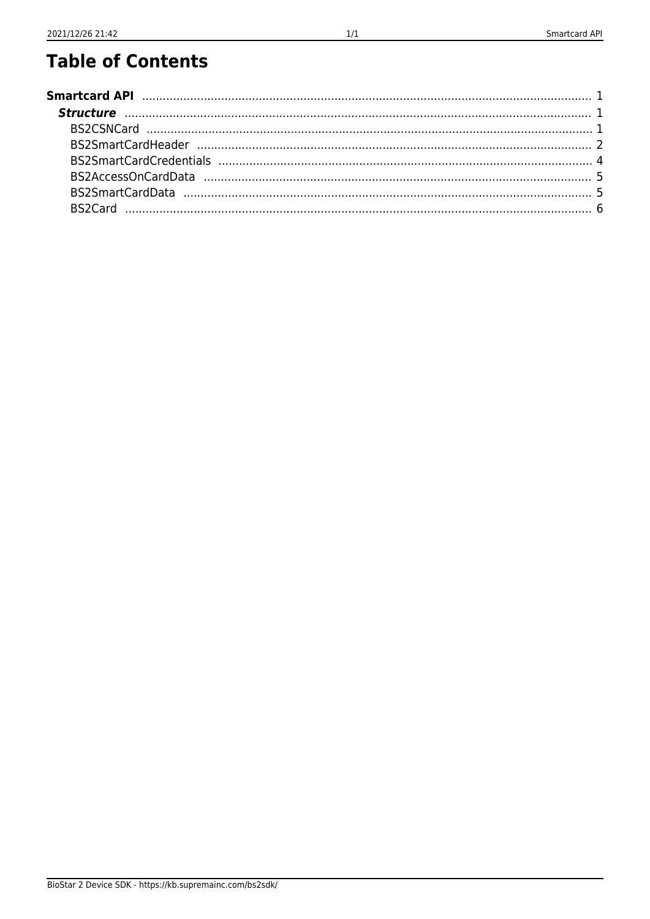# Table of Contents

**Smartcard API** ..... 1

- ***Structure*** ..... 1
  - BS2CSNCard ..... 1
  - BS2SmartCardHeader ..... 2
  - BS2SmartCardCredentials ..... 4
  - BS2AccessOnCardData ..... 5
  - BS2SmartCardData ..... 5
  - BS2Card ..... 6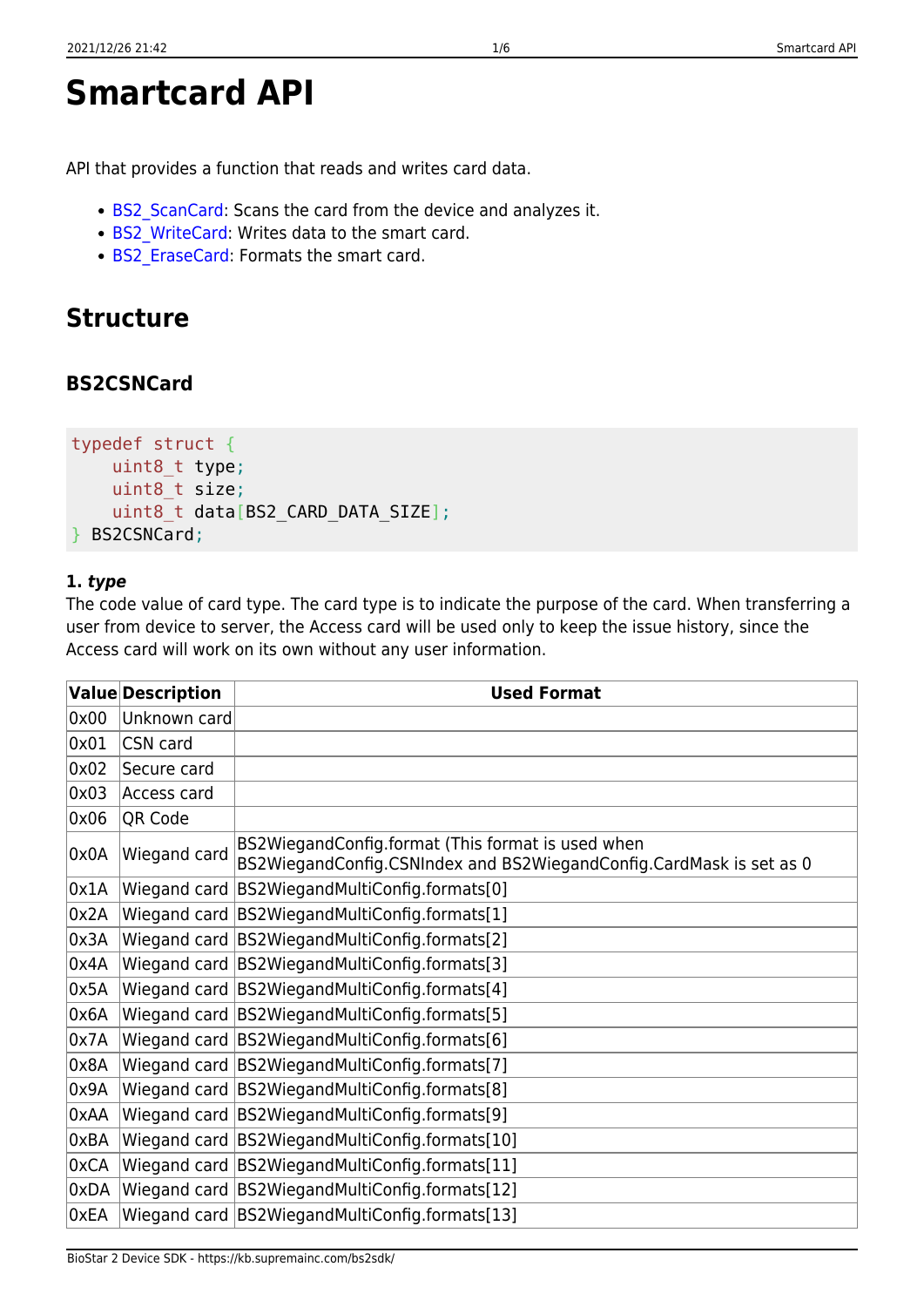# Smartcard API

API that provides a function that reads and writes card data.

- BS2_ScanCard: Scans the card from the device and analyzes it.
- BS2_WriteCard: Writes data to the smart card.
- BS2_EraseCard: Formats the smart card.

## Structure

### BS2CSNCard

```
typedef struct {
    uint8_t type;
    uint8_t size;
    uint8_t data[BS2_CARD_DATA_SIZE];
} BS2CSNCard;
```

**1. *type***
The code value of card type. The card type is to indicate the purpose of the card. When transferring a user from device to server, the Access card will be used only to keep the issue history, since the Access card will work on its own without any user information.

| Value | Description | Used Format |
|---|---|---|
| 0x00 | Unknown card | |
| 0x01 | CSN card | |
| 0x02 | Secure card | |
| 0x03 | Access card | |
| 0x06 | QR Code | |
| 0x0A | Wiegand card | BS2WiegandConfig.format (This format is used when BS2WiegandConfig.CSNIndex and BS2WiegandConfig.CardMask is set as 0 |
| 0x1A | Wiegand card | BS2WiegandMultiConfig.formats[0] |
| 0x2A | Wiegand card | BS2WiegandMultiConfig.formats[1] |
| 0x3A | Wiegand card | BS2WiegandMultiConfig.formats[2] |
| 0x4A | Wiegand card | BS2WiegandMultiConfig.formats[3] |
| 0x5A | Wiegand card | BS2WiegandMultiConfig.formats[4] |
| 0x6A | Wiegand card | BS2WiegandMultiConfig.formats[5] |
| 0x7A | Wiegand card | BS2WiegandMultiConfig.formats[6] |
| 0x8A | Wiegand card | BS2WiegandMultiConfig.formats[7] |
| 0x9A | Wiegand card | BS2WiegandMultiConfig.formats[8] |
| 0xAA | Wiegand card | BS2WiegandMultiConfig.formats[9] |
| 0xBA | Wiegand card | BS2WiegandMultiConfig.formats[10] |
| 0xCA | Wiegand card | BS2WiegandMultiConfig.formats[11] |
| 0xDA | Wiegand card | BS2WiegandMultiConfig.formats[12] |
| 0xEA | Wiegand card | BS2WiegandMultiConfig.formats[13] |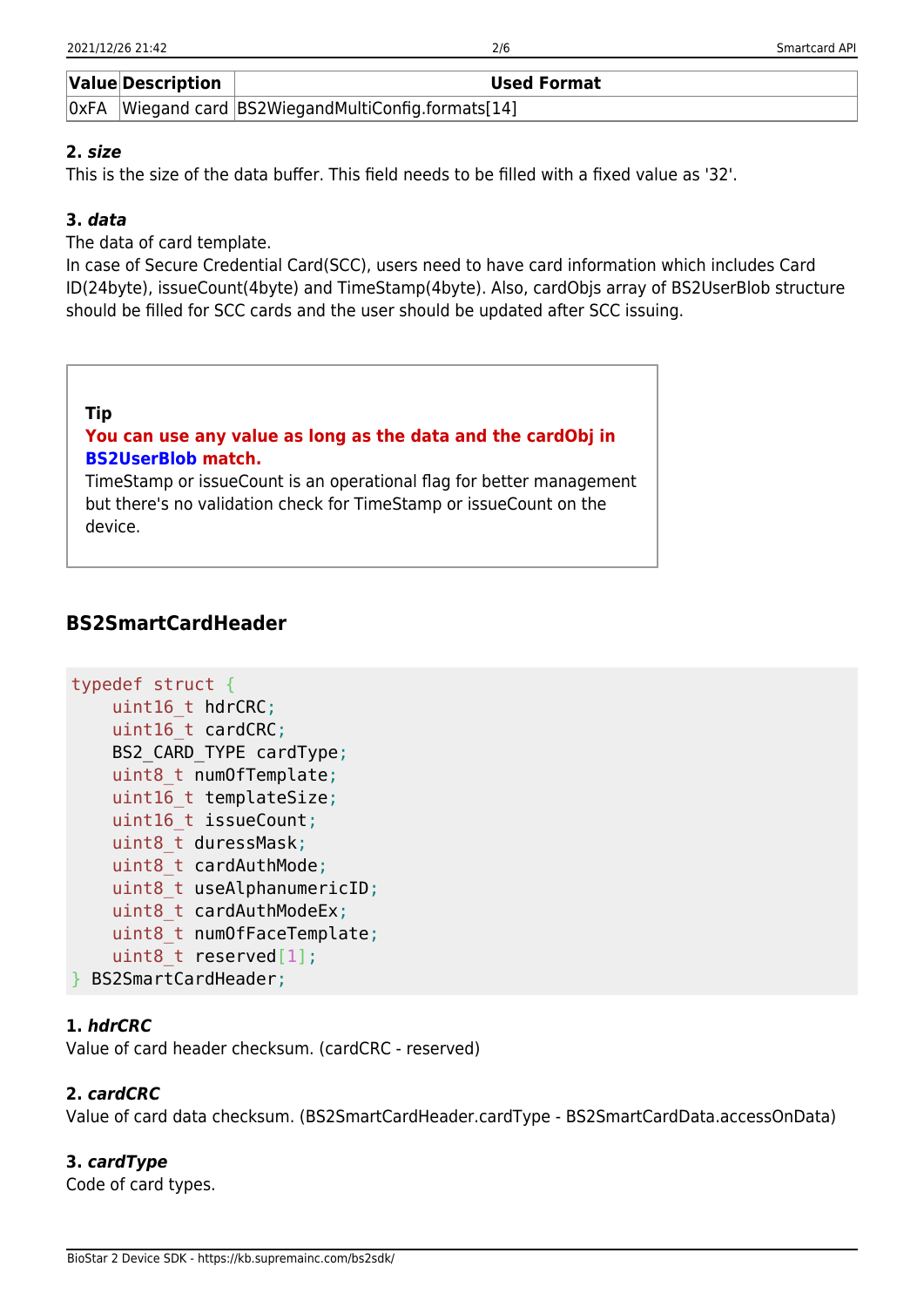| Value | Description | Used Format |
|---|---|---|
| 0xFA | Wiegand card | BS2WiegandMultiConfig.formats[14] |

**2. *size***
This is the size of the data buffer. This field needs to be filled with a fixed value as '32'.

**3. *data***
The data of card template.
In case of Secure Credential Card(SCC), users need to have card information which includes Card ID(24byte), issueCount(4byte) and TimeStamp(4byte). Also, cardObjs array of BS2UserBlob structure should be filled for SCC cards and the user should be updated after SCC issuing.

> **Tip**
> **You can use any value as long as the data and the cardObj in BS2UserBlob match.**
> TimeStamp or issueCount is an operational flag for better management but there's no validation check for TimeStamp or issueCount on the device.

## BS2SmartCardHeader

```
typedef struct {
    uint16_t hdrCRC;
    uint16_t cardCRC;
    BS2_CARD_TYPE cardType;
    uint8_t numOfTemplate;
    uint16_t templateSize;
    uint16_t issueCount;
    uint8_t duressMask;
    uint8_t cardAuthMode;
    uint8_t useAlphanumericID;
    uint8_t cardAuthModeEx;
    uint8_t numOfFaceTemplate;
    uint8_t reserved[1];
} BS2SmartCardHeader;
```

**1. *hdrCRC***
Value of card header checksum. (cardCRC - reserved)

**2. *cardCRC***
Value of card data checksum. (BS2SmartCardHeader.cardType - BS2SmartCardData.accessOnData)

**3. *cardType***
Code of card types.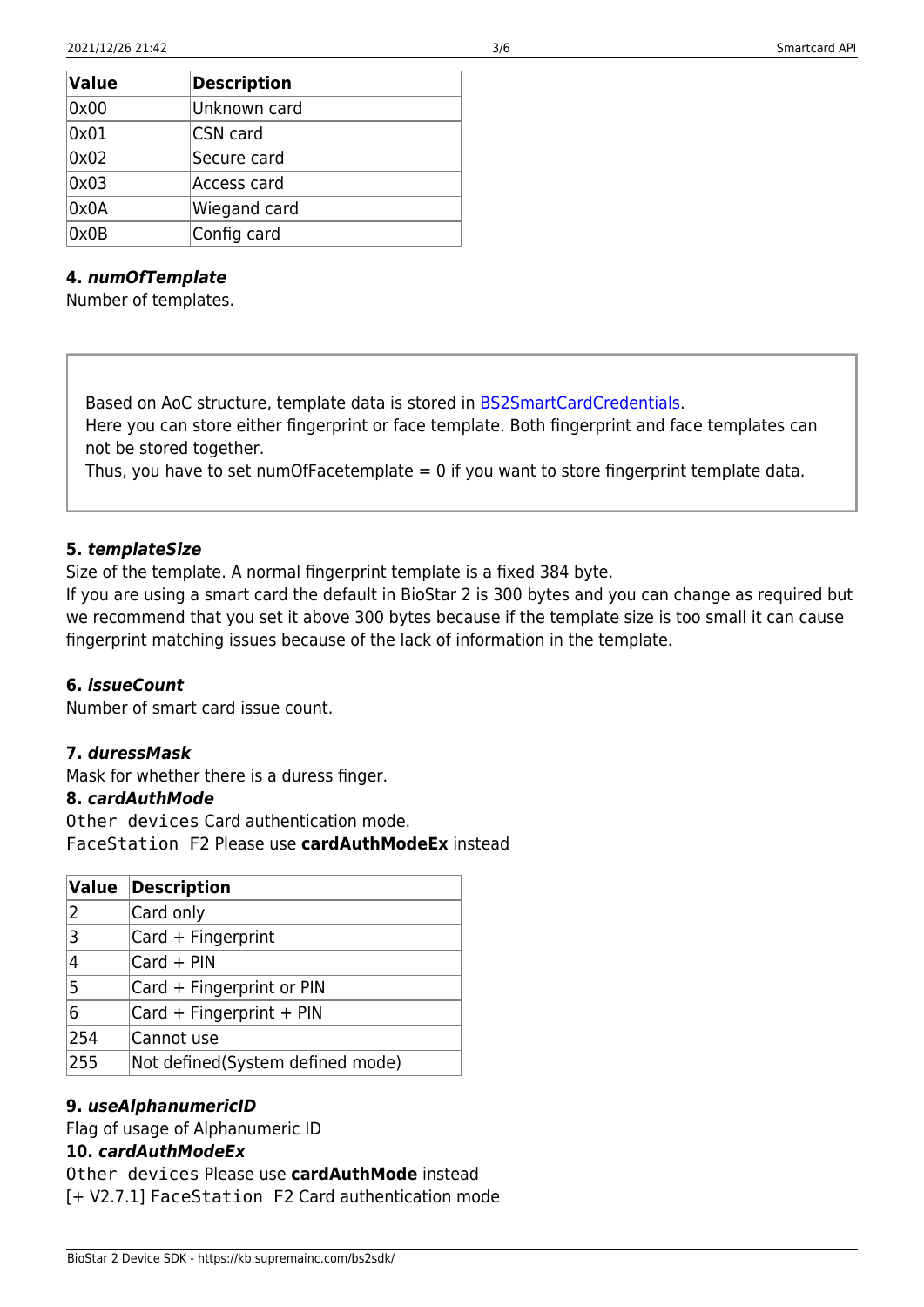| Value | Description |
|---|---|
| 0x00 | Unknown card |
| 0x01 | CSN card |
| 0x02 | Secure card |
| 0x03 | Access card |
| 0x0A | Wiegand card |
| 0x0B | Config card |

**4. *numOfTemplate***

Number of templates.

> Based on AoC structure, template data is stored in BS2SmartCardCredentials.
> Here you can store either fingerprint or face template. Both fingerprint and face templates can not be stored together.
> Thus, you have to set numOfFacetemplate = 0 if you want to store fingerprint template data.

**5. *templateSize***

Size of the template. A normal fingerprint template is a fixed 384 byte.
If you are using a smart card the default in BioStar 2 is 300 bytes and you can change as required but we recommend that you set it above 300 bytes because if the template size is too small it can cause fingerprint matching issues because of the lack of information in the template.

**6. *issueCount***

Number of smart card issue count.

**7. *duressMask***

Mask for whether there is a duress finger.

**8. *cardAuthMode***

`Other devices` Card authentication mode.
`FaceStation F2` Please use **cardAuthModeEx** instead

| Value | Description |
|---|---|
| 2 | Card only |
| 3 | Card + Fingerprint |
| 4 | Card + PIN |
| 5 | Card + Fingerprint or PIN |
| 6 | Card + Fingerprint + PIN |
| 254 | Cannot use |
| 255 | Not defined(System defined mode) |

**9. *useAlphanumericID***

Flag of usage of Alphanumeric ID

**10. *cardAuthModeEx***

`Other devices` Please use **cardAuthMode** instead
[+ V2.7.1] `FaceStation F2` Card authentication mode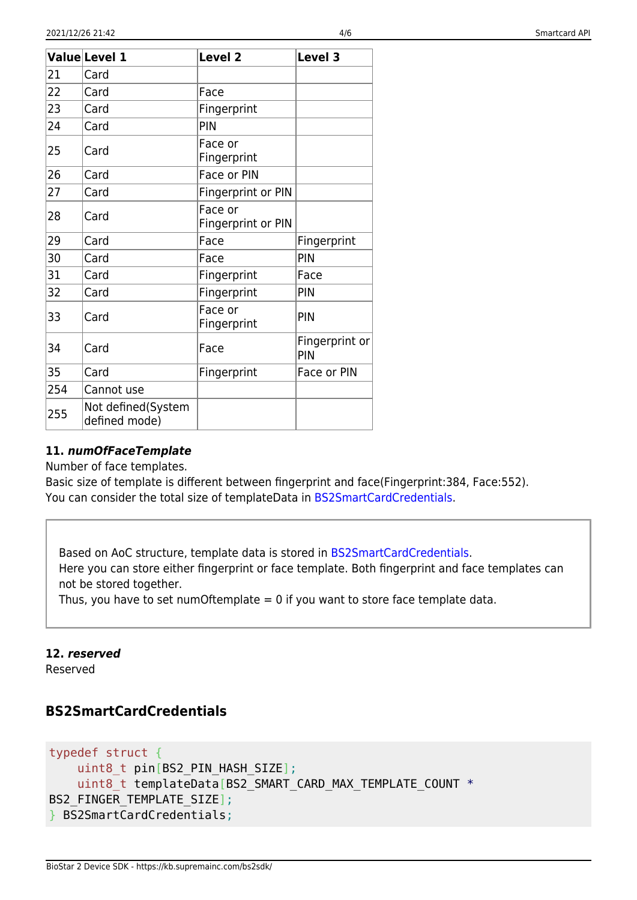| Value | Level 1 | Level 2 | Level 3 |
| --- | --- | --- | --- |
| 21 | Card | | |
| 22 | Card | Face | |
| 23 | Card | Fingerprint | |
| 24 | Card | PIN | |
| 25 | Card | Face or Fingerprint | |
| 26 | Card | Face or PIN | |
| 27 | Card | Fingerprint or PIN | |
| 28 | Card | Face or Fingerprint or PIN | |
| 29 | Card | Face | Fingerprint |
| 30 | Card | Face | PIN |
| 31 | Card | Fingerprint | Face |
| 32 | Card | Fingerprint | PIN |
| 33 | Card | Face or Fingerprint | PIN |
| 34 | Card | Face | Fingerprint or PIN |
| 35 | Card | Fingerprint | Face or PIN |
| 254 | Cannot use | | |
| 255 | Not defined(System defined mode) | | |

**11. *numOfFaceTemplate***
Number of face templates.
Basic size of template is different between fingerprint and face(Fingerprint:384, Face:552).
You can consider the total size of templateData in BS2SmartCardCredentials.

> Based on AoC structure, template data is stored in BS2SmartCardCredentials.
> Here you can store either fingerprint or face template. Both fingerprint and face templates can not be stored together.
> Thus, you have to set numOftemplate = 0 if you want to store face template data.

**12. *reserved***
Reserved

## BS2SmartCardCredentials

```
typedef struct {
    uint8_t pin[BS2_PIN_HASH_SIZE];
    uint8_t templateData[BS2_SMART_CARD_MAX_TEMPLATE_COUNT *
BS2_FINGER_TEMPLATE_SIZE];
} BS2SmartCardCredentials;
```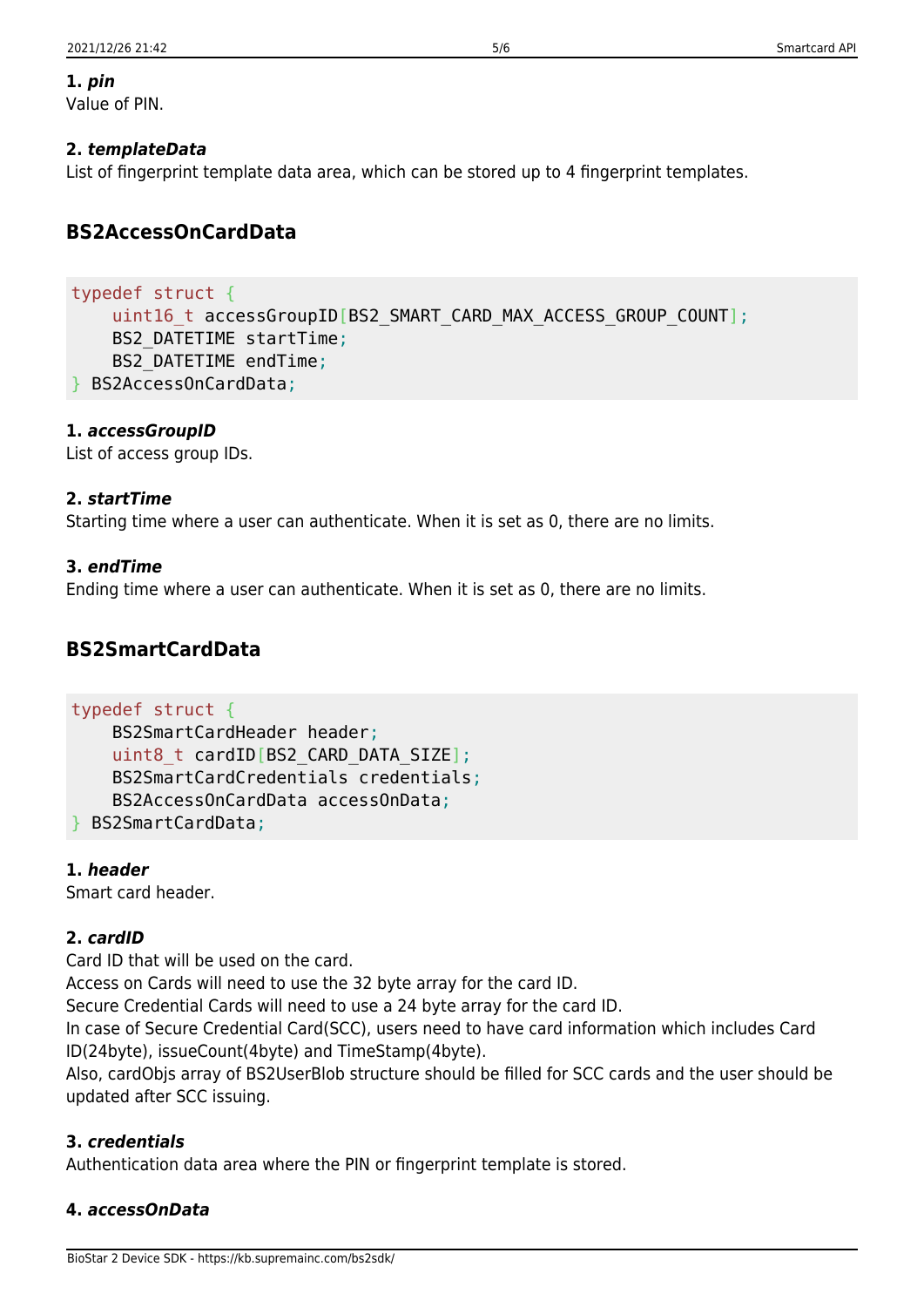**1. *pin***
Value of PIN.

**2. *templateData***
List of fingerprint template data area, which can be stored up to 4 fingerprint templates.

## BS2AccessOnCardData

```
typedef struct {
    uint16_t accessGroupID[BS2_SMART_CARD_MAX_ACCESS_GROUP_COUNT];
    BS2_DATETIME startTime;
    BS2_DATETIME endTime;
} BS2AccessOnCardData;
```

**1. *accessGroupID***
List of access group IDs.

**2. *startTime***
Starting time where a user can authenticate. When it is set as 0, there are no limits.

**3. *endTime***
Ending time where a user can authenticate. When it is set as 0, there are no limits.

## BS2SmartCardData

```
typedef struct {
    BS2SmartCardHeader header;
    uint8_t cardID[BS2_CARD_DATA_SIZE];
    BS2SmartCardCredentials credentials;
    BS2AccessOnCardData accessOnData;
} BS2SmartCardData;
```

**1. *header***
Smart card header.

**2. *cardID***
Card ID that will be used on the card.
Access on Cards will need to use the 32 byte array for the card ID.
Secure Credential Cards will need to use a 24 byte array for the card ID.
In case of Secure Credential Card(SCC), users need to have card information which includes Card ID(24byte), issueCount(4byte) and TimeStamp(4byte).
Also, cardObjs array of BS2UserBlob structure should be filled for SCC cards and the user should be updated after SCC issuing.

**3. *credentials***
Authentication data area where the PIN or fingerprint template is stored.

**4. *accessOnData***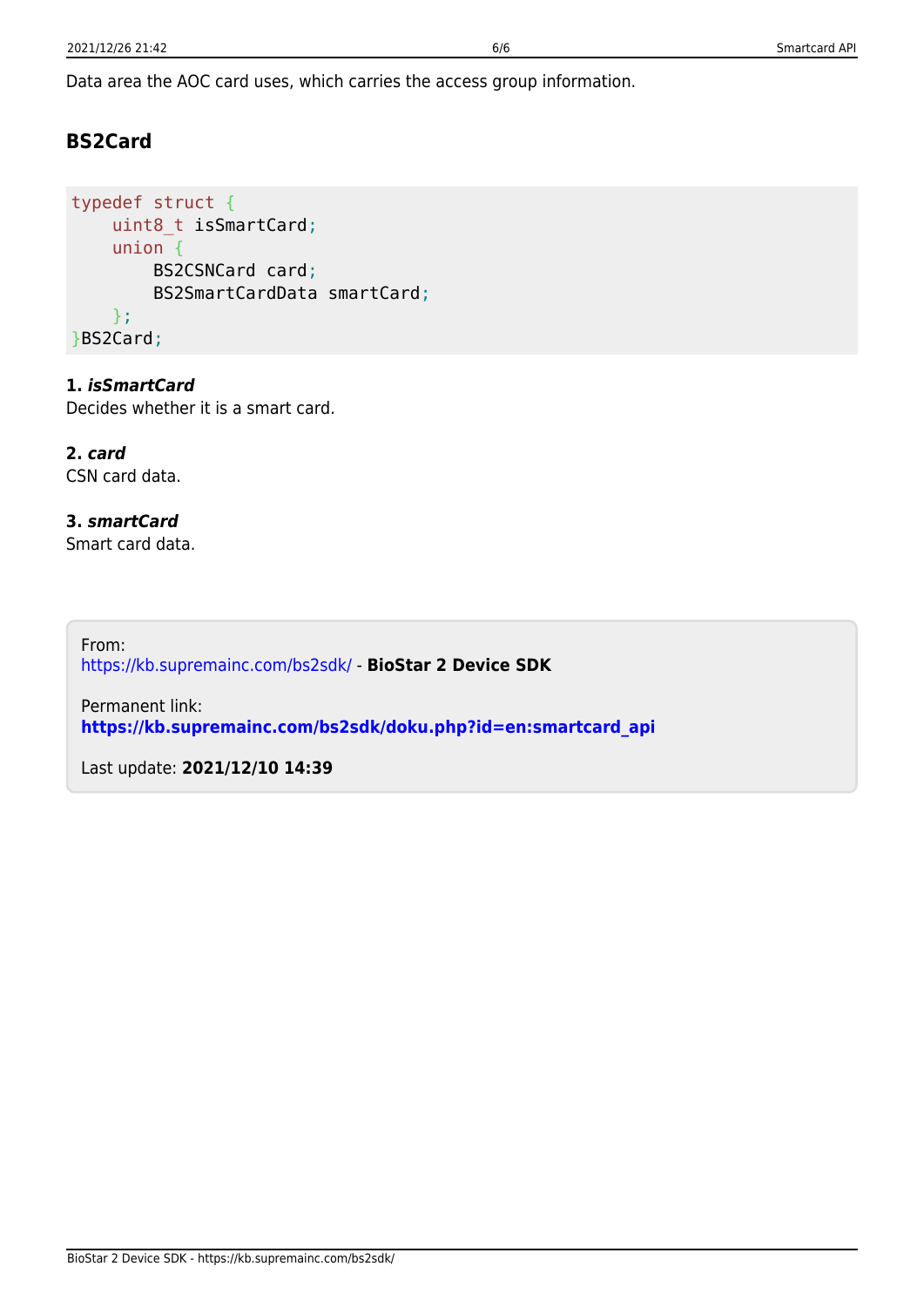Data area the AOC card uses, which carries the access group information.

## BS2Card

```
typedef struct {
    uint8_t isSmartCard;
    union {
        BS2CSNCard card;
        BS2SmartCardData smartCard;
    };
}BS2Card;
```

**1. *isSmartCard***
Decides whether it is a smart card.

**2. *card***
CSN card data.

**3. *smartCard***
Smart card data.

From:
https://kb.supremainc.com/bs2sdk/ - **BioStar 2 Device SDK**

Permanent link:
**https://kb.supremainc.com/bs2sdk/doku.php?id=en:smartcard_api**

Last update: **2021/12/10 14:39**